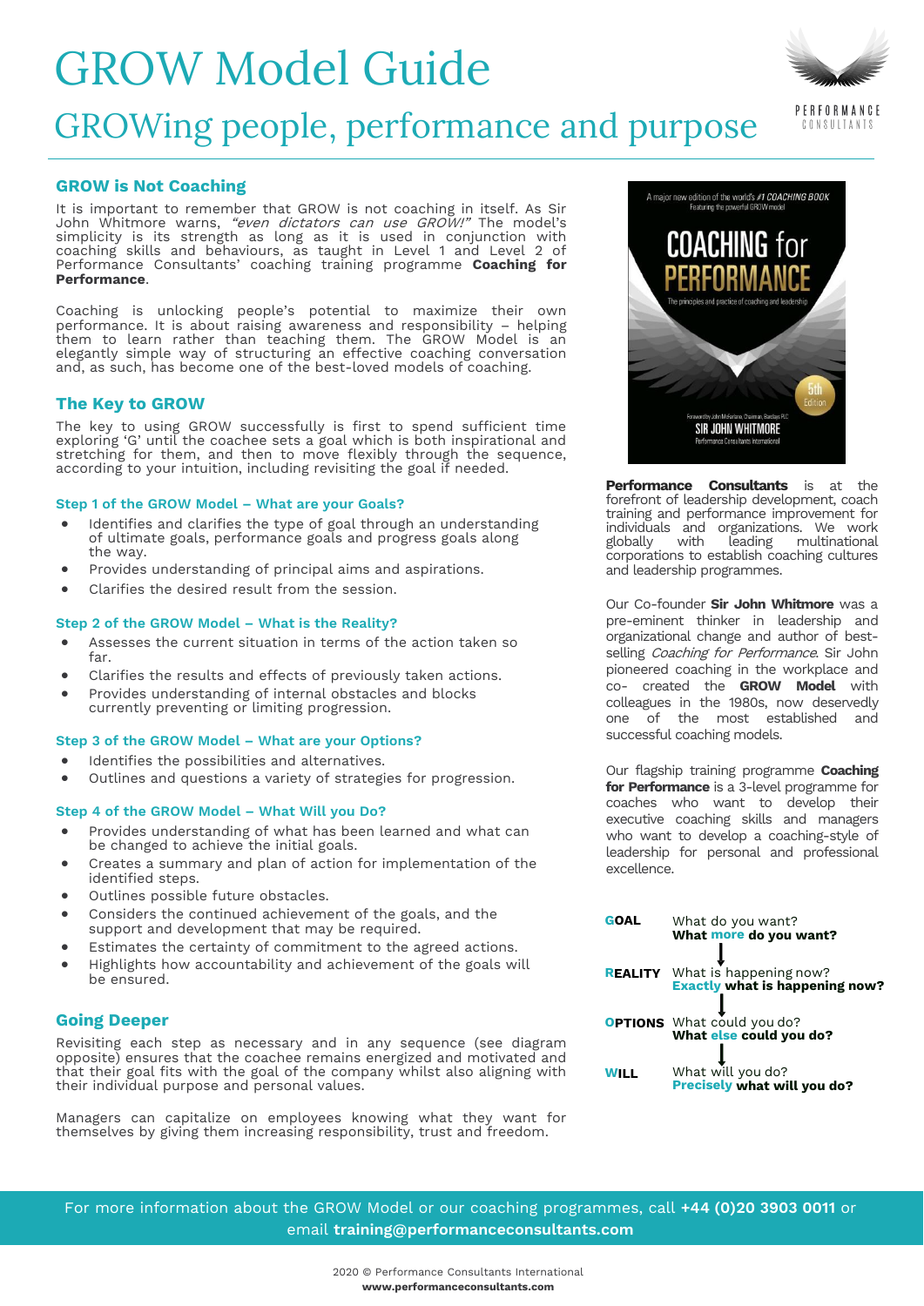# GROW Model Guide

## GROWing people, performance and purpose

### GROW is Not Coaching

It is important to remember that GROW is not coaching in itself. As Sir John Whitmore warns, *"even dictators can use GROW!"* The model's simplicity is its strength as long as it is used in conjunction with coaching skills and behaviours, as taught in Level 1 and Level 2 of Performance Consultants' coaching training programme **Coaching for Performance**.

Coaching is unlocking people's potential to maximize their own performance. It is about raising awareness and responsibility – helping them to learn rather than teaching them. The GROW Model is an elegantly simple way of structuring an effective coaching conversation and, as such, has become one of the best-loved models of coaching.

### The Key to GROW

The key to using GROW successfully is first to spend sufficient time exploring 'G' until the coachee sets a goal which is both inspirational and stretching for them, and then to move flexibly through the sequence, according to your intuition, including revisiting the goal if needed.

#### Step 1 of the GROW Model – What are your Goals?

- Identifies and clarifies the type of goal through an understanding of ultimate goals, performance goals and progress goals along the way.
- Provides understanding of principal aims and aspirations.
- Clarifies the desired result from the session.

#### Step 2 of the GROW Model – What is the Reality?

- Assesses the current situation in terms of the action taken so far.
- Clarifies the results and effects of previously taken actions.
- Provides understanding of internal obstacles and blocks currently preventing or limiting progression.

#### Step 3 of the GROW Model – What are your Options?

- Identifies the possibilities and alternatives.
- Outlines and questions a variety of strategies for progression.

#### Step 4 of the GROW Model – What Will you Do?

- Provides understanding of what has been learned and what can be changed to achieve the initial goals.
- Creates a summary and plan of action for implementation of the identified steps.
- Outlines possible future obstacles.
- Considers the continued achievement of the goals, and the support and development that may be required.
- Estimates the certainty of commitment to the agreed actions.
- Highlights how accountability and achievement of the goals will be ensured.

### Going Deeper

Revisiting each step as necessary and in any sequence (see diagram opposite) ensures that the coachee remains energized and motivated and that their goal fits with the goal of the company whilst also aligning with their individual purpose and personal values.

Managers can capitalize on employees knowing what they want for themselves by giving them increasing responsibility, trust and freedom.

**Performance Consultants** is at the forefront of leadership development, coach training and performance improvement for individuals and organizations. We work globally with leading multinational corporations to establish coaching cultures and leadership programmes.

Our Co-founder **Sir John Whitmore** was a pre-eminent thinker in leadership and organizational change and author of best-selling *Coaching for Performance*. Sir John pioneered coaching in the workplace and co- created the **GROW Model** with colleagues in the 1980s, now deservedly one of the most established and successful coaching models.

Our flagship training programme **Coaching for Performance** is a 3-level programme for coaches who want to develop their executive coaching skills and managers who want to develop a coaching-style of leadership for personal and professional excellence.

**GOAL** — What do you want? **What more do you want?**

↓

**REALITY** — What is happening now? **Exactly what is happening now?**

↓

**OPTIONS** — What could you do? **What else could you do?**

↓

**WILL** — What will you do? **Precisely what will you do?**

For more information about the GROW Model or our coaching programmes, call **+44 (0)20 3903 0011** or email **training@performanceconsultants.com**

2020 © Performance Consultants International
**www.performanceconsultants.com**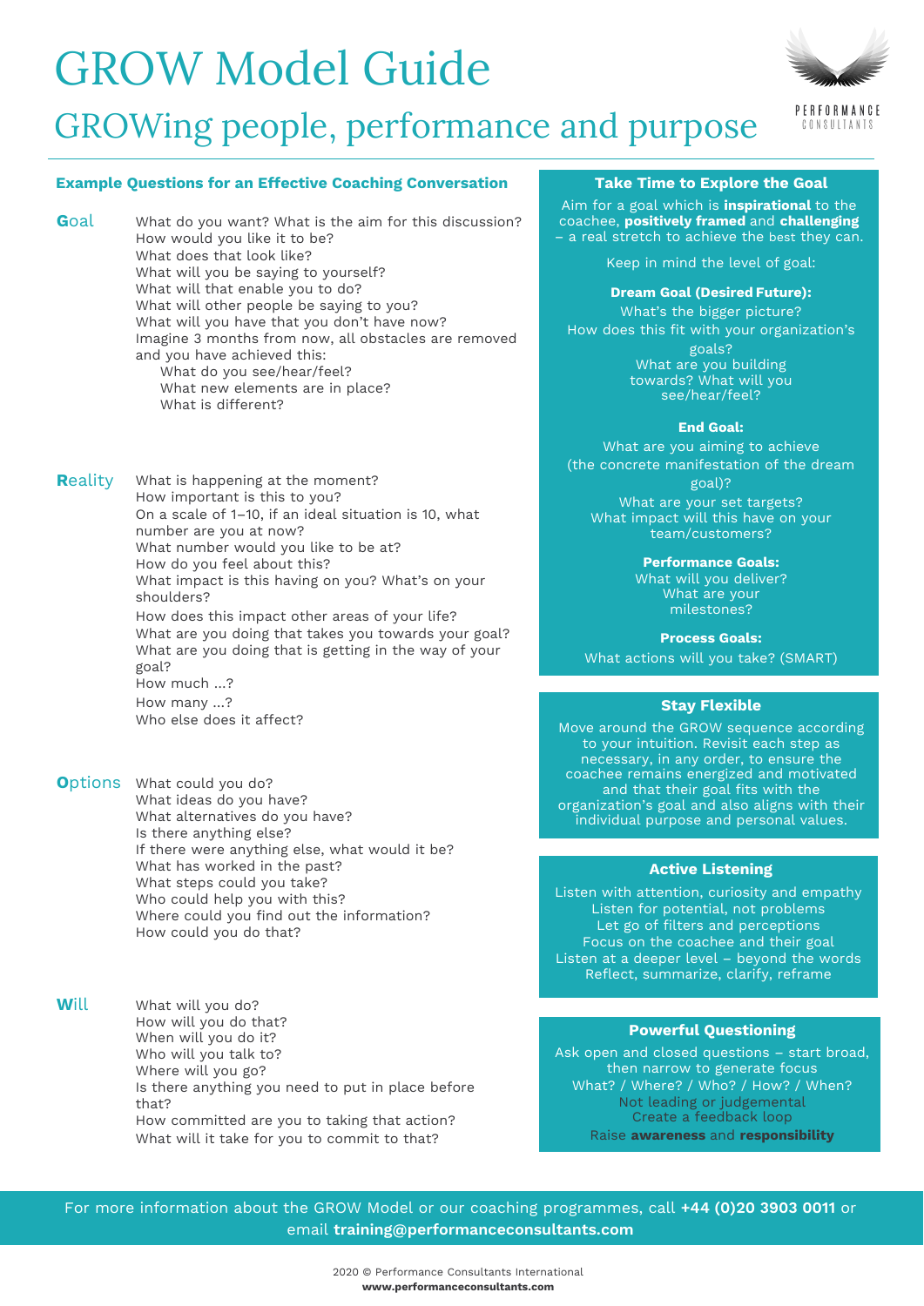# GROW Model Guide

## GROWing people, performance and purpose

PERFORMANCE CONSULTANTS

### Example Questions for an Effective Coaching Conversation

**Goal**

What do you want? What is the aim for this discussion?
How would you like it to be?
What does that look like?
What will you be saying to yourself?
What will that enable you to do?
What will other people be saying to you?
What will you have that you don't have now?
Imagine 3 months from now, all obstacles are removed and you have achieved this:

- What do you see/hear/feel?
- What new elements are in place?
- What is different?

**Reality**

What is happening at the moment?
How important is this to you?
On a scale of 1–10, if an ideal situation is 10, what number are you at now?
What number would you like to be at?
How do you feel about this?
What impact is this having on you? What's on your shoulders?
How does this impact other areas of your life?
What are you doing that takes you towards your goal?
What are you doing that is getting in the way of your goal?
How much ...?
How many ...?
Who else does it affect?

**Options**

What could you do?
What ideas do you have?
What alternatives do you have?
Is there anything else?
If there were anything else, what would it be?
What has worked in the past?
What steps could you take?
Who could help you with this?
Where could you find out the information?
How could you do that?

**Will**

What will you do?
How will you do that?
When will you do it?
Who will you talk to?
Where will you go?
Is there anything you need to put in place before that?
How committed are you to taking that action?
What will it take for you to commit to that?

### Take Time to Explore the Goal

Aim for a goal which is **inspirational** to the coachee, **positively framed** and **challenging** – a real stretch to achieve the best they can.

Keep in mind the level of goal:

**Dream Goal (Desired Future):**
What's the bigger picture?
How does this fit with your organization's goals?
What are you building towards? What will you see/hear/feel?

**End Goal:**
What are you aiming to achieve (the concrete manifestation of the dream goal)?
What are your set targets?
What impact will this have on your team/customers?

**Performance Goals:**
What will you deliver?
What are your milestones?

**Process Goals:**
What actions will you take? (SMART)

### Stay Flexible

Move around the GROW sequence according to your intuition. Revisit each step as necessary, in any order, to ensure the coachee remains energized and motivated and that their goal fits with the organization's goal and also aligns with their individual purpose and personal values.

### Active Listening

Listen with attention, curiosity and empathy
Listen for potential, not problems
Let go of filters and perceptions
Focus on the coachee and their goal
Listen at a deeper level – beyond the words
Reflect, summarize, clarify, reframe

### Powerful Questioning

Ask open and closed questions – start broad, then narrow to generate focus
What? / Where? / Who? / How? / When?
Not leading or judgemental
Create a feedback loop
Raise **awareness** and **responsibility**

For more information about the GROW Model or our coaching programmes, call **+44 (0)20 3903 0011** or email **training@performanceconsultants.com**

2020 © Performance Consultants International
**www.performanceconsultants.com**